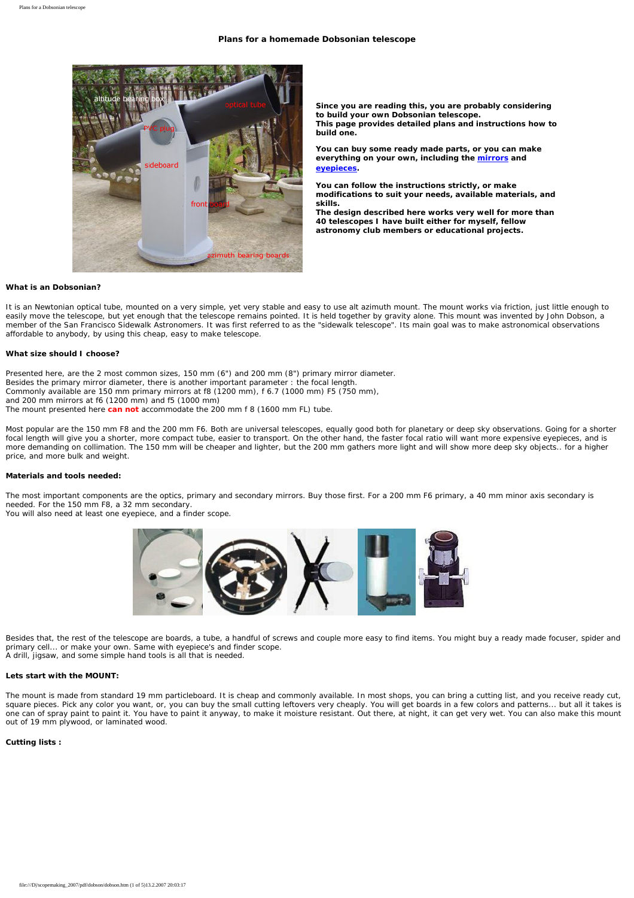# Plans for a homemade Dobsonian telescope

**Since you are reading this, you are probably considering to build your own Dobsonian telescope.**
**This page provides detailed plans and instructions how to build one.**

**You can buy some ready made parts, or you can make everything on your own, including the mirrors and eyepieces.**

**You can follow the instructions strictly, or make modifications to suit your needs, available materials, and skills.**
**The design described here works very well for more than 40 telescopes I have built either for myself, fellow astronomy club members or educational projects.**

### What is an Dobsonian?

It is an Newtonian optical tube, mounted on a very simple, yet very stable and easy to use alt azimuth mount. The mount works via friction, just little enough to easily move the telescope, but yet enough that the telescope remains pointed. It is held together by gravity alone. This mount was invented by John Dobson, a member of the San Francisco Sidewalk Astronomers. It was first referred to as the "sidewalk telescope". Its main goal was to make astronomical observations affordable to anybody, by using this cheap, easy to make telescope.

### What size should I choose?

Presented here, are the 2 most common sizes, 150 mm (6") and 200 mm (8") primary mirror diameter.
Besides the primary mirror diameter, there is another important parameter : the focal length.
Commonly available are 150 mm primary mirrors at f8 (1200 mm), f 6.7 (1000 mm) F5 (750 mm),
and 200 mm mirrors at f6 (1200 mm) and f5 (1000 mm)
The mount presented here **can not** accommodate the 200 mm f 8 (1600 mm FL) tube.

Most popular are the 150 mm F8 and the 200 mm F6. Both are universal telescopes, equally good both for planetary or deep sky observations. Going for a shorter focal length will give you a shorter, more compact tube, easier to transport. On the other hand, the faster focal ratio will want more expensive eyepieces, and is more demanding on collimation. The 150 mm will be cheaper and lighter, but the 200 mm gathers more light and will show more deep sky objects.. for a higher price, and more bulk and weight.

### Materials and tools needed:

The most important components are the optics, primary and secondary mirrors. Buy those first. For a 200 mm F6 primary, a 40 mm minor axis secondary is needed. For the 150 mm F8, a 32 mm secondary.
You will also need at least one eyepiece, and a finder scope.

Besides that, the rest of the telescope are boards, a tube, a handful of screws and couple more easy to find items. You might buy a ready made focuser, spider and primary cell... or make your own. Same with eyepiece's and finder scope.
A drill, jigsaw, and some simple hand tools is all that is needed.

### Lets start with the MOUNT:

The mount is made from standard 19 mm particleboard. It is cheap and commonly available. In most shops, you can bring a cutting list, and you receive ready cut, square pieces. Pick any color you want, or, you can buy the small cutting leftovers very cheaply. You will get boards in a few colors and patterns... but all it takes is one can of spray paint to paint it. You have to paint it anyway, to make it moisture resistant. Out there, at night, it can get very wet. You can also make this mount out of 19 mm plywood, or laminated wood.

### Cutting lists :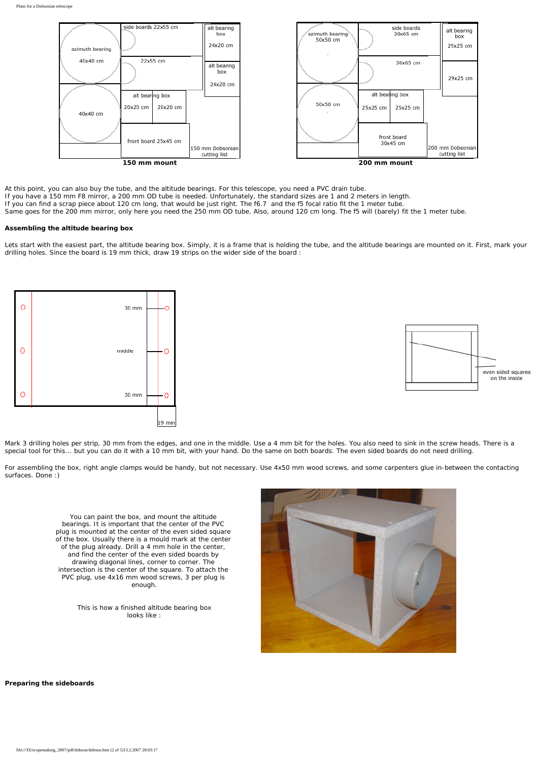150 mm mount

200 mm mount

At this point, you can also buy the tube, and the altitude bearings. For this telescope, you need a PVC drain tube.
If you have a 150 mm F8 mirror, a 200 mm OD tube is needed. Unfortunately, the standard sizes are 1 and 2 meters in length.
If you can find a scrap piece about 120 cm long, that would be just right. The f6.7 and the f5 focal ratio fit the 1 meter tube.
Same goes for the 200 mm mirror, only here you need the 250 mm OD tube. Also, around 120 cm long. The f5 will (barely) fit the 1 meter tube.

**Assembling the altitude bearing box**

Lets start with the easiest part, the altitude bearing box. Simply, it is a frame that is holding the tube, and the altitude bearings are mounted on it. First, mark your drilling holes. Since the board is 19 mm thick, draw 19 strips on the wider side of the board :

Mark 3 drilling holes per strip, 30 mm from the edges, and one in the middle. Use a 4 mm bit for the holes. You also need to sink in the screw heads. There is a special tool for this... but you can do it with a 10 mm bit, with your hand. Do the same on both boards. The even sided boards do not need drilling.

For assembling the box, right angle clamps would be handy, but not necessary. Use 4x50 mm wood screws, and some carpenters glue in-between the contacting surfaces. Done :)

You can paint the box, and mount the altitude bearings. It is important that the center of the PVC plug is mounted at the center of the even sided square of the box. Usually there is a mould mark at the center of the plug already. Drill a 4 mm hole in the center, and find the center of the even sided boards by drawing diagonal lines, corner to corner. The intersection is the center of the square. To attach the PVC plug, use 4x16 mm wood screws, 3 per plug is enough.

This is how a finished altitude bearing box looks like :

**Preparing the sideboards**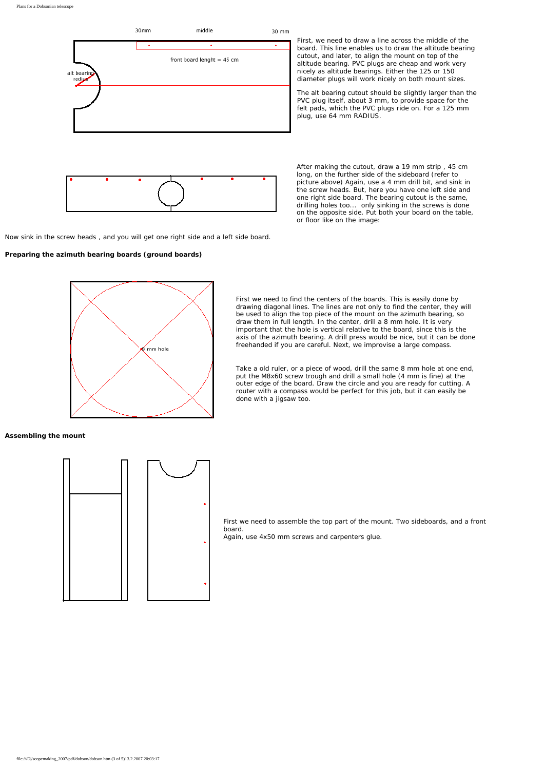First, we need to draw a line across the middle of the board. This line enables us to draw the altitude bearing cutout, and later, to align the mount on top of the altitude bearing. PVC plugs are cheap and work very nicely as altitude bearings. Either the 125 or 150 diameter plugs will work nicely on both mount sizes.

The alt bearing cutout should be slightly larger than the PVC plug itself, about 3 mm, to provide space for the felt pads, which the PVC plugs ride on. For a 125 mm plug, use 64 mm RADIUS.

After making the cutout, draw a 19 mm strip , 45 cm long, on the further side of the sideboard (refer to picture above) Again, use a 4 mm drill bit, and sink in the screw heads. But, here you have one left side and one right side board. The bearing cutout is the same, drilling holes too... only sinking in the screws is done on the opposite side. Put both your board on the table, or floor like on the image:

Now sink in the screw heads , and you will get one right side and a left side board.

**Preparing the azimuth bearing boards (ground boards)**

First we need to find the centers of the boards. This is easily done by drawing diagonal lines. The lines are not only to find the center, they will be used to align the top piece of the mount on the azimuth bearing, so draw them in full length. In the center, drill a 8 mm hole. It is very important that the hole is vertical relative to the board, since this is the axis of the azimuth bearing. A drill press would be nice, but it can be done freehanded if you are careful. Next, we improvise a large compass.

Take a old ruler, or a piece of wood, drill the same 8 mm hole at one end, put the M8x60 screw trough and drill a small hole (4 mm is fine) at the outer edge of the board. Draw the circle and you are ready for cutting. A router with a compass would be perfect for this job, but it can easily be done with a jigsaw too.

**Assembling the mount**

First we need to assemble the top part of the mount. Two sideboards, and a front board.
Again, use 4x50 mm screws and carpenters glue.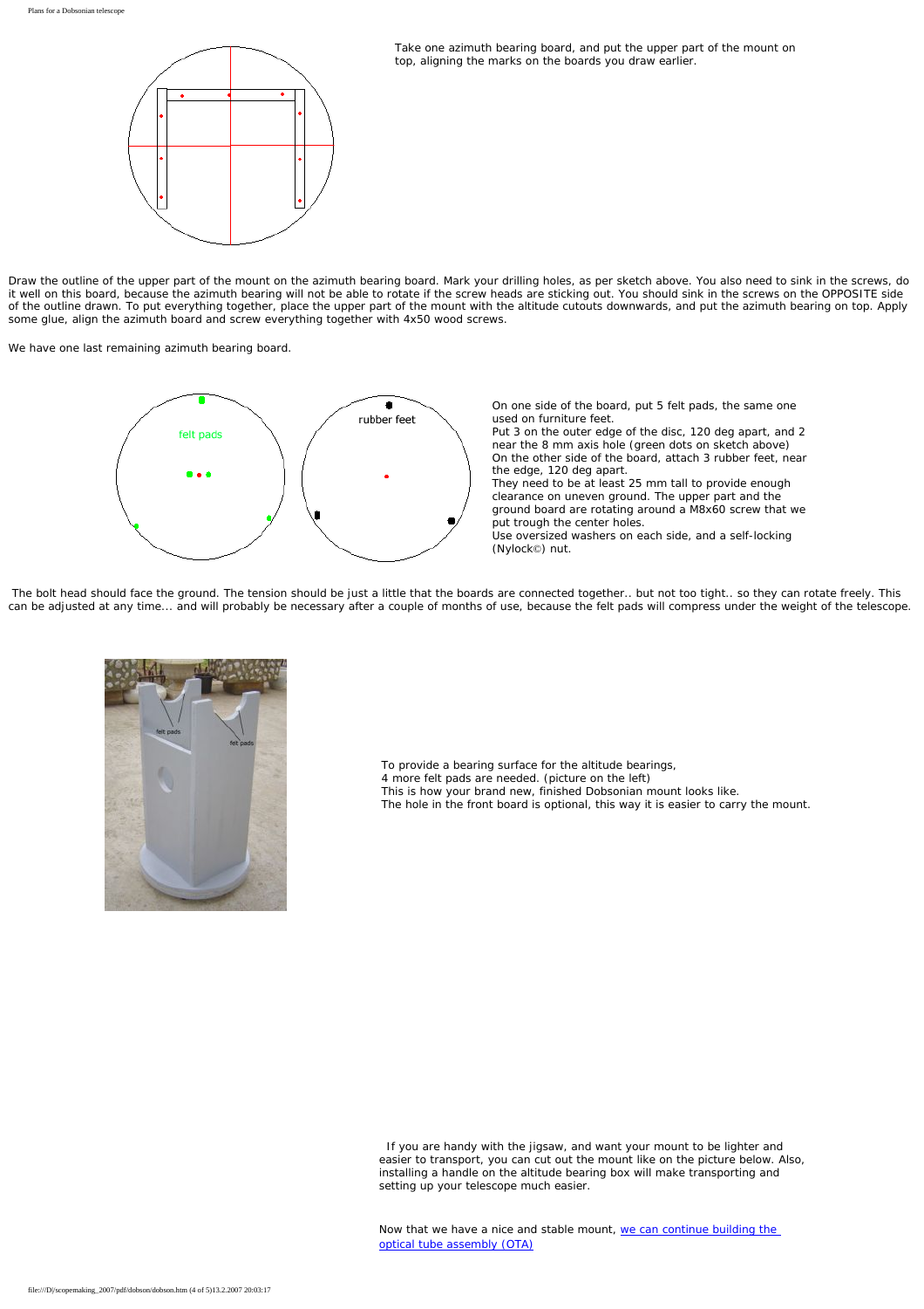Take one azimuth bearing board, and put the upper part of the mount on top, aligning the marks on the boards you draw earlier.

Draw the outline of the upper part of the mount on the azimuth bearing board. Mark your drilling holes, as per sketch above. You also need to sink in the screws, do it well on this board, because the azimuth bearing will not be able to rotate if the screw heads are sticking out. You should sink in the screws on the OPPOSITE side of the outline drawn. To put everything together, place the upper part of the mount with the altitude cutouts downwards, and put the azimuth bearing on top. Apply some glue, align the azimuth board and screw everything together with 4x50 wood screws.

We have one last remaining azimuth bearing board.

On one side of the board, put 5 felt pads, the same one used on furniture feet.
Put 3 on the outer edge of the disc, 120 deg apart, and 2 near the 8 mm axis hole (green dots on sketch above)
On the other side of the board, attach 3 rubber feet, near the edge, 120 deg apart.
They need to be at least 25 mm tall to provide enough clearance on uneven ground. The upper part and the ground board are rotating around a M8x60 screw that we put trough the center holes.
Use oversized washers on each side, and a self-locking (Nylock©) nut.

The bolt head should face the ground. The tension should be just a little that the boards are connected together.. but not too tight.. so they can rotate freely. This can be adjusted at any time... and will probably be necessary after a couple of months of use, because the felt pads will compress under the weight of the telescope.

To provide a bearing surface for the altitude bearings,
4 more felt pads are needed. (picture on the left)
This is how your brand new, finished Dobsonian mount looks like.
The hole in the front board is optional, this way it is easier to carry the mount.

If you are handy with the jigsaw, and want your mount to be lighter and easier to transport, you can cut out the mount like on the picture below. Also, installing a handle on the altitude bearing box will make transporting and setting up your telescope much easier.

Now that we have a nice and stable mount, [we can continue building the optical tube assembly (OTA)]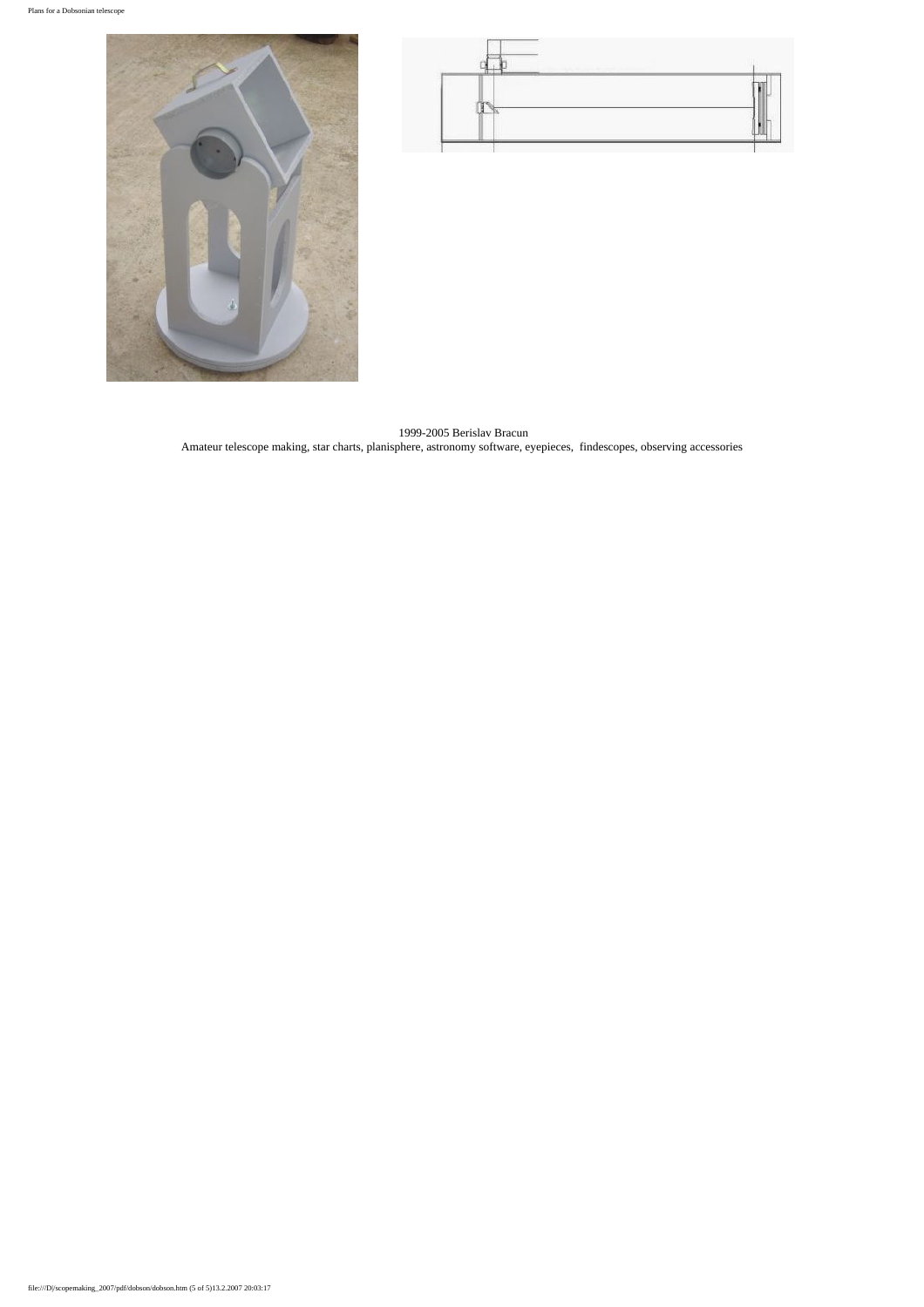1999-2005 Berislav Bracun
Amateur telescope making, star charts, planisphere, astronomy software, eyepieces, findescopes, observing accessories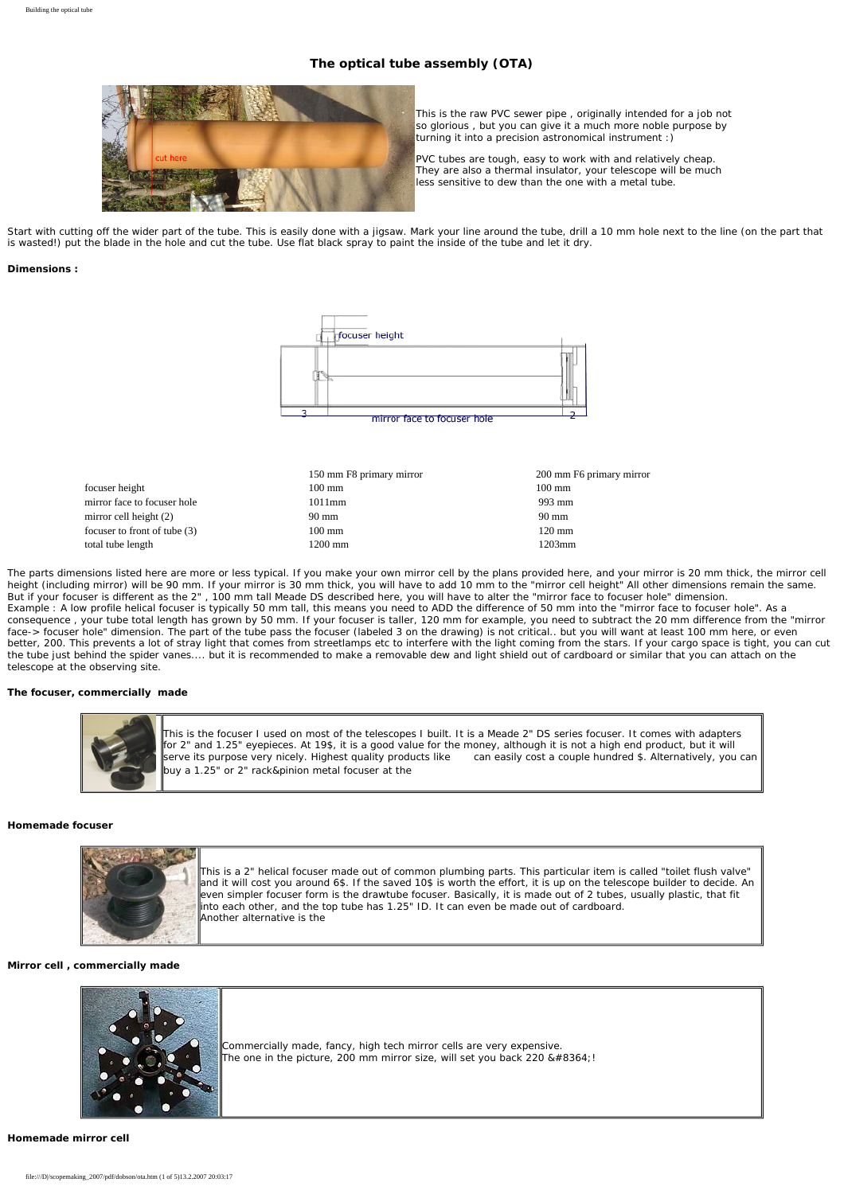# The optical tube assembly (OTA)

This is the raw PVC sewer pipe , originally intended for a job not so glorious , but you can give it a much more noble purpose by turning it into a precision astronomical instrument :)

PVC tubes are tough, easy to work with and relatively cheap. They are also a thermal insulator, your telescope will be much less sensitive to dew than the one with a metal tube.

Start with cutting off the wider part of the tube. This is easily done with a jigsaw. Mark your line around the tube, drill a 10 mm hole next to the line (on the part that is wasted!) put the blade in the hole and cut the tube. Use flat black spray to paint the inside of the tube and let it dry.

**Dimensions :**

| | 150 mm F8 primary mirror | 200 mm F6 primary mirror |
|---|---|---|
| focuser height | 100 mm | 100 mm |
| mirror face to focuser hole | 1011mm | 993 mm |
| mirror cell height (2) | 90 mm | 90 mm |
| focuser to front of tube (3) | 100 mm | 120 mm |
| total tube length | 1200 mm | 1203mm |

The parts dimensions listed here are more or less typical. If you make your own mirror cell by the plans provided here, and your mirror is 20 mm thick, the mirror cell height (including mirror) will be 90 mm. If your mirror is 30 mm thick, you will have to add 10 mm to the "mirror cell height" All other dimensions remain the same. But if your focuser is different as the 2" , 100 mm tall Meade DS described here, you will have to alter the "mirror face to focuser hole" dimension.
Example : A low profile helical focuser is typically 50 mm tall, this means you need to ADD the difference of 50 mm into the "mirror face to focuser hole". As a consequence , your tube total length has grown by 50 mm. If your focuser is taller, 120 mm for example, you need to subtract the 20 mm difference from the "mirror face-> focuser hole" dimension. The part of the tube pass the focuser (labeled 3 on the drawing) is not critical.. but you will want at least 100 mm here, or even better, 200. This prevents a lot of stray light that comes from streetlamps etc to interfere with the light coming from the stars. If your cargo space is tight, you can cut the tube just behind the spider vanes.... but it is recommended to make a removable dew and light shield out of cardboard or similar that you can attach on the telescope at the observing site.

**The focuser, commercially made**

This is the focuser I used on most of the telescopes I built. It is a Meade 2" DS series focuser. It comes with adapters for 2" and 1.25" eyepieces. At 19$, it is a good value for the money, although it is not a high end product, but it will serve its purpose very nicely. Highest quality products like can easily cost a couple hundred $. Alternatively, you can buy a 1.25" or 2" rack&pinion metal focuser at the

**Homemade focuser**

This is a 2" helical focuser made out of common plumbing parts. This particular item is called "toilet flush valve" and it will cost you around 6$. If the saved 10$ is worth the effort, it is up on the telescope builder to decide. An even simpler focuser form is the drawtube focuser. Basically, it is made out of 2 tubes, usually plastic, that fit into each other, and the top tube has 1.25" ID. It can even be made out of cardboard.
Another alternative is the

**Mirror cell , commercially made**

Commercially made, fancy, high tech mirror cells are very expensive.
The one in the picture, 200 mm mirror size, will set you back 220 &#8364;!

**Homemade mirror cell**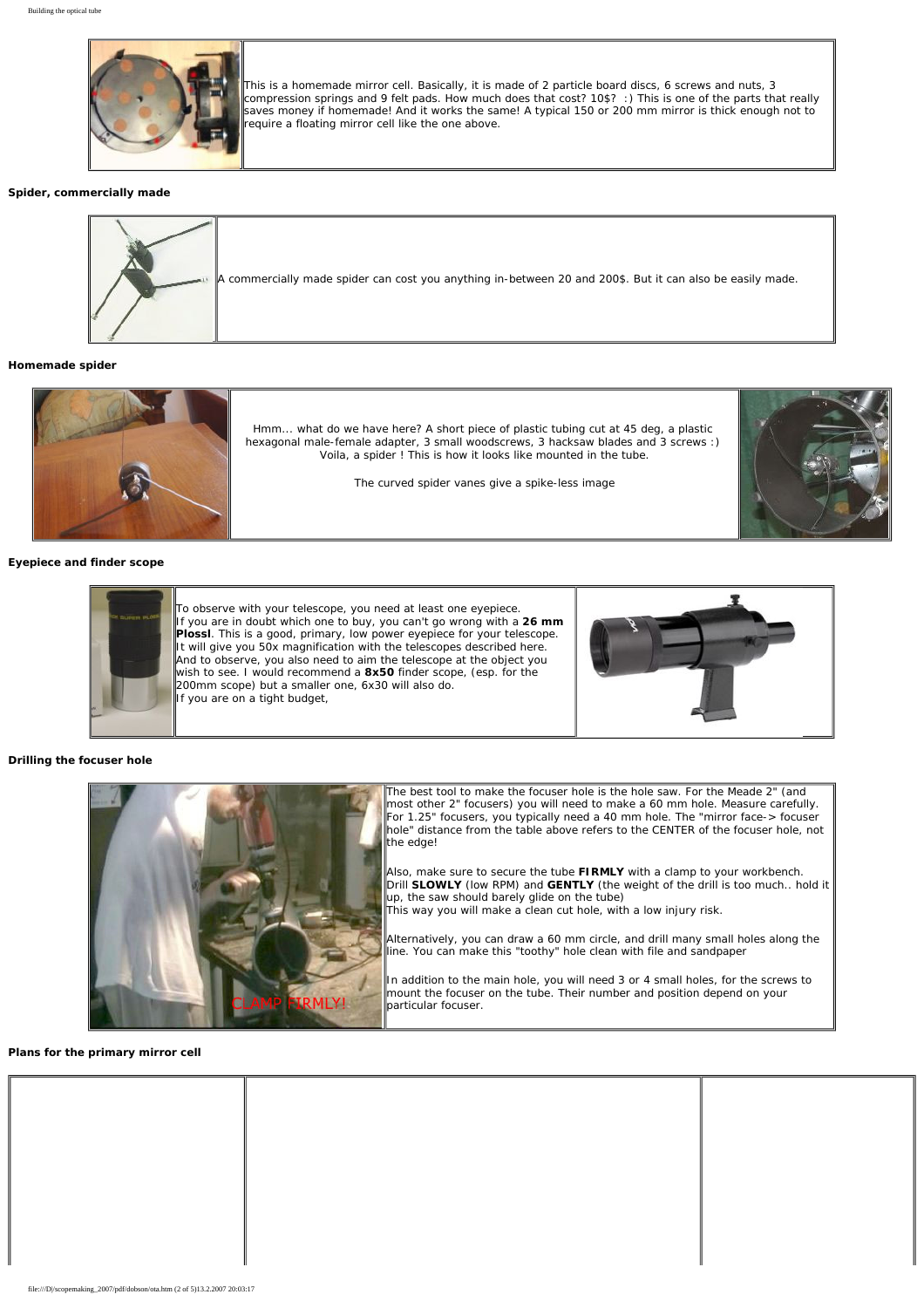This is a homemade mirror cell. Basically, it is made of 2 particle board discs, 6 screws and nuts, 3 compression springs and 9 felt pads. How much does that cost? 10$? :) This is one of the parts that really saves money if homemade! And it works the same! A typical 150 or 200 mm mirror is thick enough not to require a floating mirror cell like the one above.

**Spider, commercially made**

A commercially made spider can cost you anything in-between 20 and 200$. But it can also be easily made.

**Homemade spider**

Hmm... what do we have here? A short piece of plastic tubing cut at 45 deg, a plastic hexagonal male-female adapter, 3 small woodscrews, 3 hacksaw blades and 3 screws :) Voila, a spider ! This is how it looks like mounted in the tube.

The curved spider vanes give a spike-less image

**Eyepiece and finder scope**

To observe with your telescope, you need at least one eyepiece.
If you are in doubt which one to buy, you can't go wrong with a **26 mm Plossl**. This is a good, primary, low power eyepiece for your telescope. It will give you 50x magnification with the telescopes described here.
And to observe, you also need to aim the telescope at the object you wish to see. I would recommend a **8x50** finder scope, (esp. for the 200mm scope) but a smaller one, 6x30 will also do.
If you are on a tight budget,

**Drilling the focuser hole**

CLAMP FIRMLY!

The best tool to make the focuser hole is the hole saw. For the Meade 2" (and most other 2" focusers) you will need to make a 60 mm hole. Measure carefully. For 1.25" focusers, you typically need a 40 mm hole. The "mirror face-> focuser hole" distance from the table above refers to the CENTER of the focuser hole, not the edge!

Also, make sure to secure the tube **FIRMLY** with a clamp to your workbench. Drill **SLOWLY** (low RPM) and **GENTLY** (the weight of the drill is too much.. hold it up, the saw should barely glide on the tube)
This way you will make a clean cut hole, with a low injury risk.

Alternatively, you can draw a 60 mm circle, and drill many small holes along the line. You can make this "toothy" hole clean with file and sandpaper

In addition to the main hole, you will need 3 or 4 small holes, for the screws to mount the focuser on the tube. Their number and position depend on your particular focuser.

**Plans for the primary mirror cell**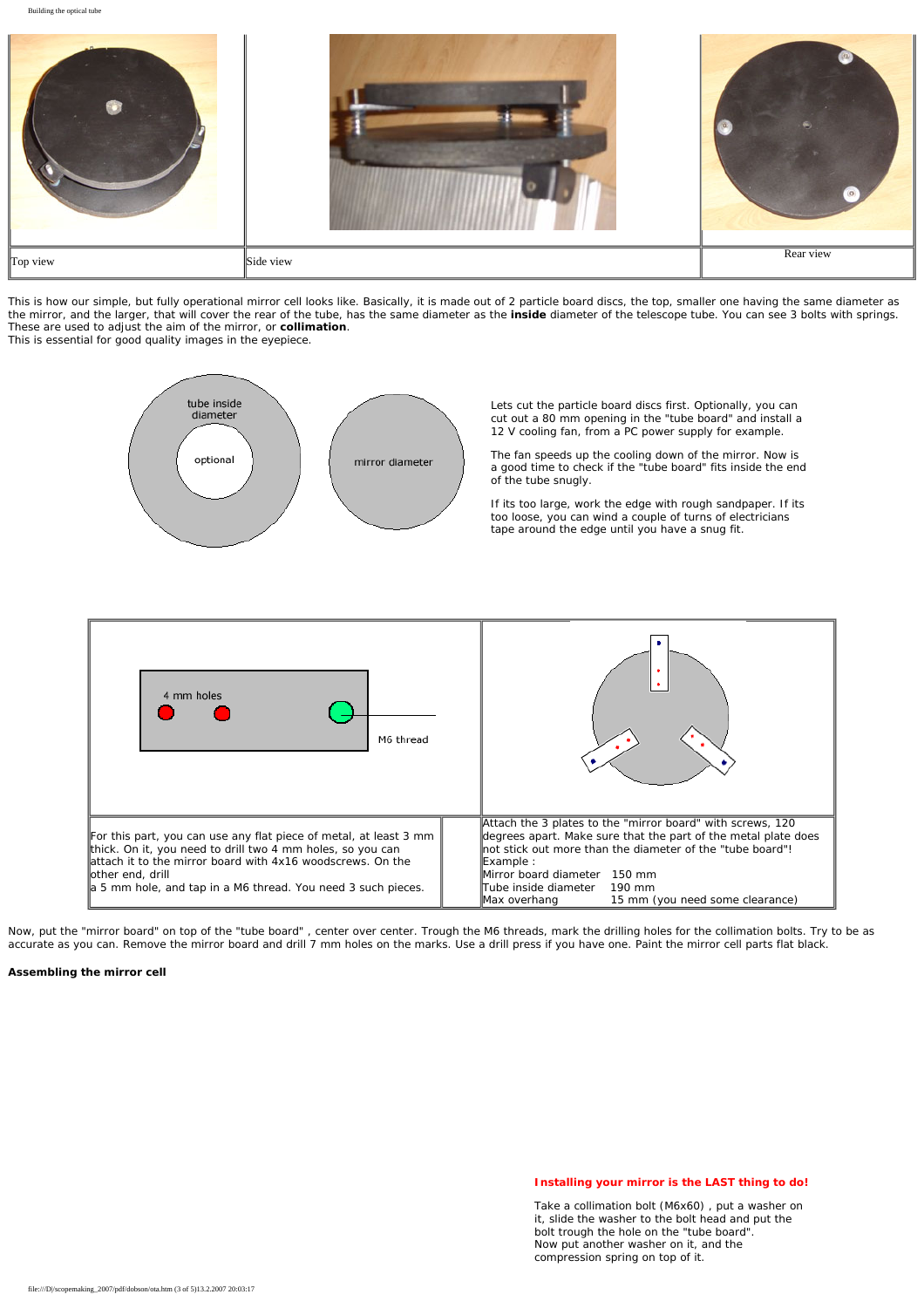| Top view | Side view | Rear view |
|---|---|---|

This is how our simple, but fully operational mirror cell looks like. Basically, it is made out of 2 particle board discs, the top, smaller one having the same diameter as the mirror, and the larger, that will cover the rear of the tube, has the same diameter as the **inside** diameter of the telescope tube. You can see 3 bolts with springs. These are used to adjust the aim of the mirror, or **collimation**.
This is essential for good quality images in the eyepiece.

tube inside diameter

optional

mirror diameter

Lets cut the particle board discs first. Optionally, you can cut out a 80 mm opening in the "tube board" and install a 12 V cooling fan, from a PC power supply for example.

The fan speeds up the cooling down of the mirror. Now is a good time to check if the "tube board" fits inside the end of the tube snugly.

If its too large, work the edge with rough sandpaper. If its too loose, you can wind a couple of turns of electricians tape around the edge until you have a snug fit.

4 mm holes

M6 thread

| For this part, you can use any flat piece of metal, at least 3 mm thick. On it, you need to drill two 4 mm holes, so you can attach it to the mirror board with 4x16 woodscrews. On the other end, drill a 5 mm hole, and tap in a M6 thread. You need 3 such pieces. | | Attach the 3 plates to the "mirror board" with screws, 120 degrees apart. Make sure that the part of the metal plate does not stick out more than the diameter of the "tube board"! Example : Mirror board diameter 150 mm Tube inside diameter 190 mm Max overhang 15 mm (you need some clearance) |
|---|---|---|

Now, put the "mirror board" on top of the "tube board" , center over center. Trough the M6 threads, mark the drilling holes for the collimation bolts. Try to be as accurate as you can. Remove the mirror board and drill 7 mm holes on the marks. Use a drill press if you have one. Paint the mirror cell parts flat black.

**Assembling the mirror cell**

**Installing your mirror is the LAST thing to do!**

Take a collimation bolt (M6x60) , put a washer on it, slide the washer to the bolt head and put the bolt trough the hole on the "tube board".
Now put another washer on it, and the compression spring on top of it.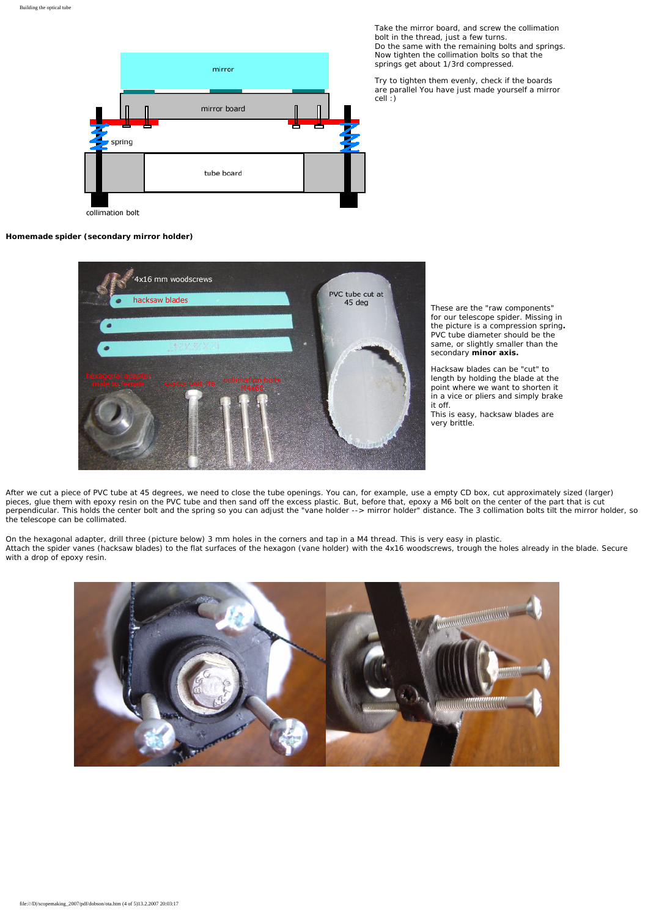Take the mirror board, and screw the collimation bolt in the thread, just a few turns.
Do the same with the remaining bolts and springs.
Now tighten the collimation bolts so that the springs get about 1/3rd compressed.

Try to tighten them evenly, check if the boards are parallel You have just made yourself a mirror cell :)

**Homemade spider (secondary mirror holder)**

These are the "raw components" for our telescope spider. Missing in the picture is a compression spring**.** PVC tube diameter should be the same, or slightly smaller than the secondary **minor axis.**

Hacksaw blades can be "cut" to length by holding the blade at the point where we want to shorten it in a vice or pliers and simply brake it off.
This is easy, hacksaw blades are very brittle.

After we cut a piece of PVC tube at 45 degrees, we need to close the tube openings. You can, for example, use a empty CD box, cut approximately sized (larger) pieces, glue them with epoxy resin on the PVC tube and then sand off the excess plastic. But, before that, epoxy a M6 bolt on the center of the part that is cut perpendicular. This holds the center bolt and the spring so you can adjust the "vane holder --> mirror holder" distance. The 3 collimation bolts tilt the mirror holder, so the telescope can be collimated.

On the hexagonal adapter, drill three (picture below) 3 mm holes in the corners and tap in a M4 thread. This is very easy in plastic.
Attach the spider vanes (hacksaw blades) to the flat surfaces of the hexagon (vane holder) with the 4x16 woodscrews, trough the holes already in the blade. Secure with a drop of epoxy resin.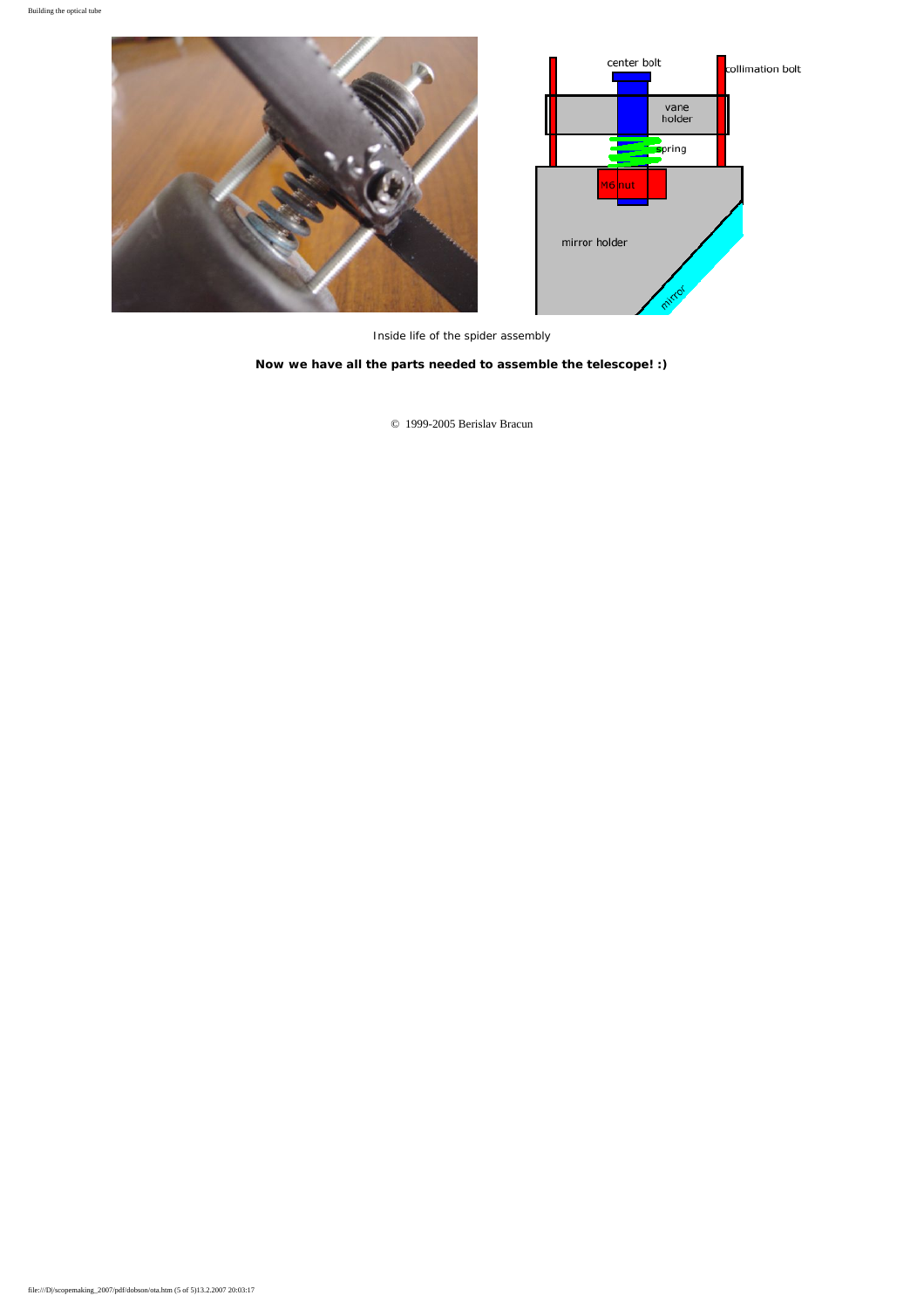Inside life of the spider assembly

**Now we have all the parts needed to assemble the telescope! :)**

© 1999-2005 Berislav Bracun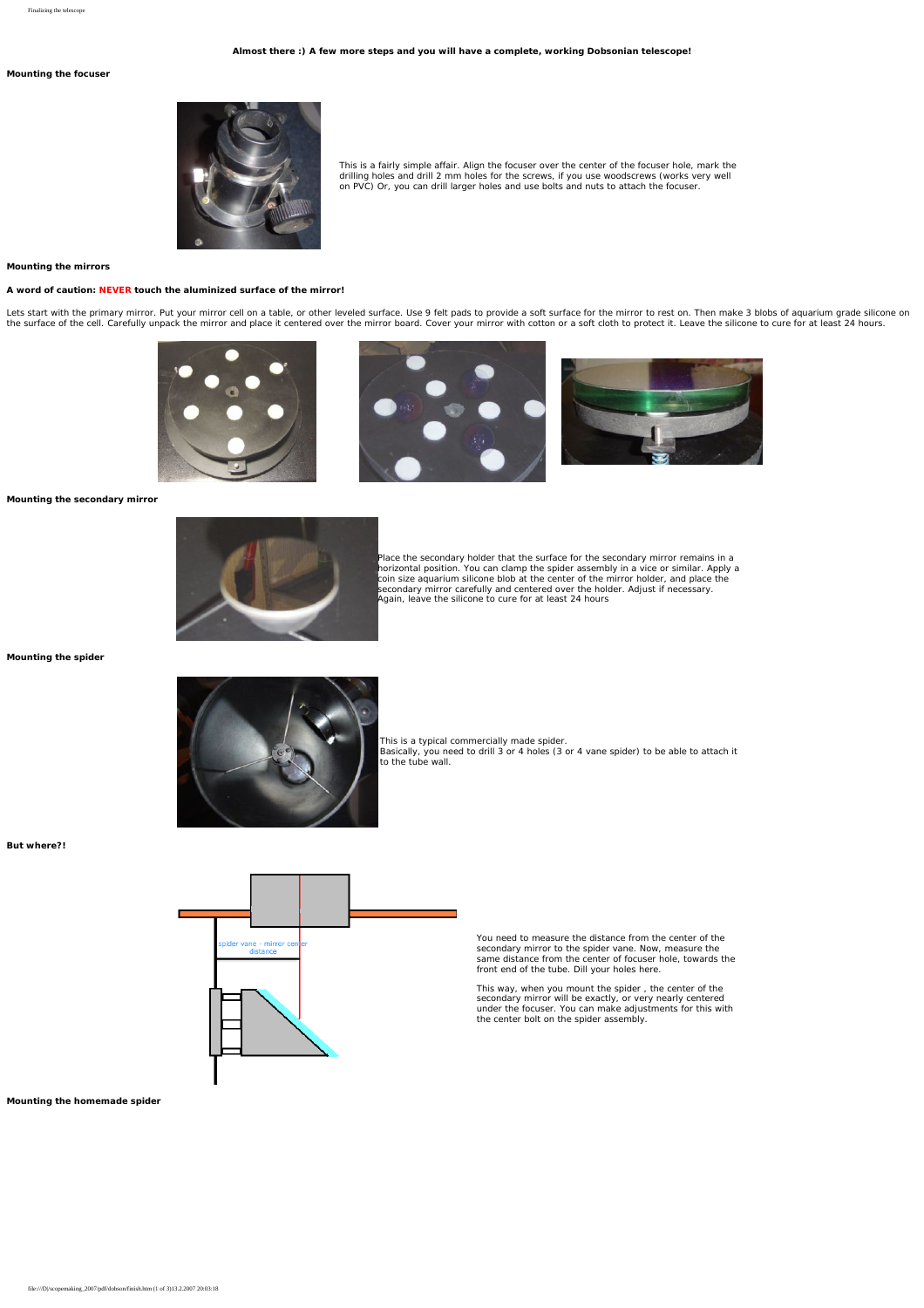**Almost there :) A few more steps and you will have a complete, working Dobsonian telescope!**

**Mounting the focuser**

This is a fairly simple affair. Align the focuser over the center of the focuser hole, mark the drilling holes and drill 2 mm holes for the screws, if you use woodscrews (works very well on PVC) Or, you can drill larger holes and use bolts and nuts to attach the focuser.

**Mounting the mirrors**

**A word of caution: NEVER touch the aluminized surface of the mirror!**

Lets start with the primary mirror. Put your mirror cell on a table, or other leveled surface. Use 9 felt pads to provide a soft surface for the mirror to rest on. Then make 3 blobs of aquarium grade silicone on the surface of the cell. Carefully unpack the mirror and place it centered over the mirror board. Cover your mirror with cotton or a soft cloth to protect it. Leave the silicone to cure for at least 24 hours.

**Mounting the secondary mirror**

Place the secondary holder that the surface for the secondary mirror remains in a horizontal position. You can clamp the spider assembly in a vice or similar. Apply a coin size aquarium silicone blob at the center of the mirror holder, and place the secondary mirror carefully and centered over the holder. Adjust if necessary. Again, leave the silicone to cure for at least 24 hours

**Mounting the spider**

This is a typical commercially made spider.
Basically, you need to drill 3 or 4 holes (3 or 4 vane spider) to be able to attach it to the tube wall.

**But where?!**

spider vane - mirror center distance

You need to measure the distance from the center of the secondary mirror to the spider vane. Now, measure the same distance from the center of focuser hole, towards the front end of the tube. Dill your holes here.

This way, when you mount the spider , the center of the secondary mirror will be exactly, or very nearly centered under the focuser. You can make adjustments for this with the center bolt on the spider assembly.

**Mounting the homemade spider**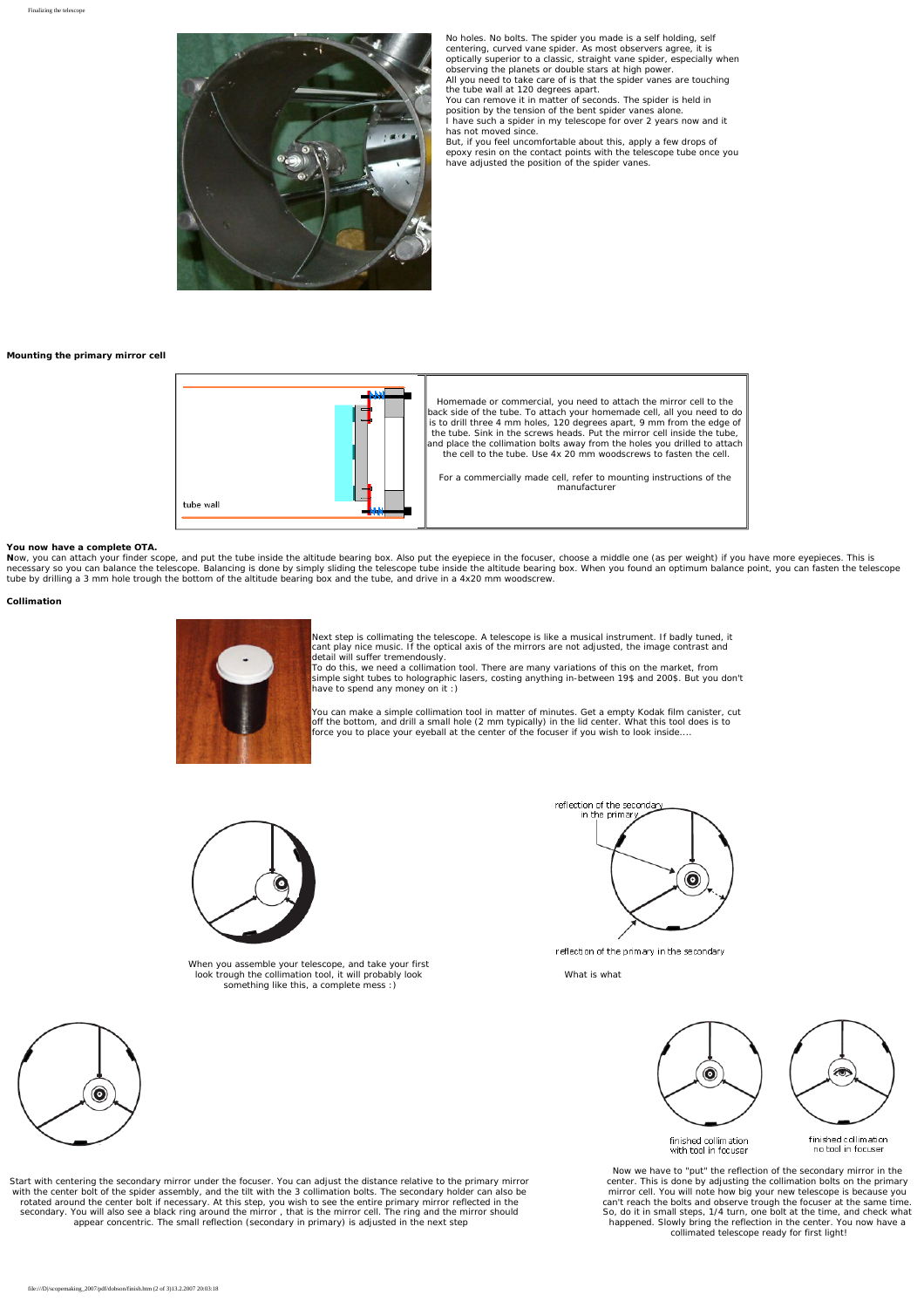No holes. No bolts. The spider you made is a self holding, self centering, curved vane spider. As most observers agree, it is optically superior to a classic, straight vane spider, especially when observing the planets or double stars at high power.
All you need to take care of is that the spider vanes are touching the tube wall at 120 degrees apart.
You can remove it in matter of seconds. The spider is held in position by the tension of the bent spider vanes alone.
I have such a spider in my telescope for over 2 years now and it has not moved since.
But, if you feel uncomfortable about this, apply a few drops of epoxy resin on the contact points with the telescope tube once you have adjusted the position of the spider vanes.

**Mounting the primary mirror cell**

tube wall

Homemade or commercial, you need to attach the mirror cell to the back side of the tube. To attach your homemade cell, all you need to do is to drill three 4 mm holes, 120 degrees apart, 9 mm from the edge of the tube. Sink in the screws heads. Put the mirror cell inside the tube, and place the collimation bolts away from the holes you drilled to attach the cell to the tube. Use 4x 20 mm woodscrews to fasten the cell.

For a commercially made cell, refer to mounting instructions of the manufacturer

**You now have a complete OTA.**

**N**ow, you can attach your finder scope, and put the tube inside the altitude bearing box. Also put the eyepiece in the focuser, choose a middle one (as per weight) if you have more eyepieces. This is necessary so you can balance the telescope. Balancing is done by simply sliding the telescope tube inside the altitude bearing box. When you found an optimum balance point, you can fasten the telescope tube by drilling a 3 mm hole trough the bottom of the altitude bearing box and the tube, and drive in a 4x20 mm woodscrew.

**Collimation**

Next step is collimating the telescope. A telescope is like a musical instrument. If badly tuned, it cant play nice music. If the optical axis of the mirrors are not adjusted, the image contrast and detail will suffer tremendously.
To do this, we need a collimation tool. There are many variations of this on the market, from simple sight tubes to holographic lasers, costing anything in-between 19$ and 200$. But you don't have to spend any money on it :)

You can make a simple collimation tool in matter of minutes. Get a empty Kodak film canister, cut off the bottom, and drill a small hole (2 mm typically) in the lid center. What this tool does is to force you to place your eyeball at the center of the focuser if you wish to look inside....

When you assemble your telescope, and take your first look trough the collimation tool, it will probably look something like this, a complete mess :)

reflection of the secondary in the primary

reflection of the primary in the secondary

What is what

Start with centering the secondary mirror under the focuser. You can adjust the distance relative to the primary mirror with the center bolt of the spider assembly, and the tilt with the 3 collimation bolts. The secondary holder can also be rotated around the center bolt if necessary. At this step, you wish to see the entire primary mirror reflected in the secondary. You will also see a black ring around the mirror , that is the mirror cell. The ring and the mirror should appear concentric. The small reflection (secondary in primary) is adjusted in the next step

finished collimation with tool in focuser

finished collimation no tool in focuser

Now we have to "put" the reflection of the secondary mirror in the center. This is done by adjusting the collimation bolts on the primary mirror cell. You will note how big your new telescope is because you can't reach the bolts and observe trough the focuser at the same time. So, do it in small steps, 1/4 turn, one bolt at the time, and check what happened. Slowly bring the reflection in the center. You now have a collimated telescope ready for first light!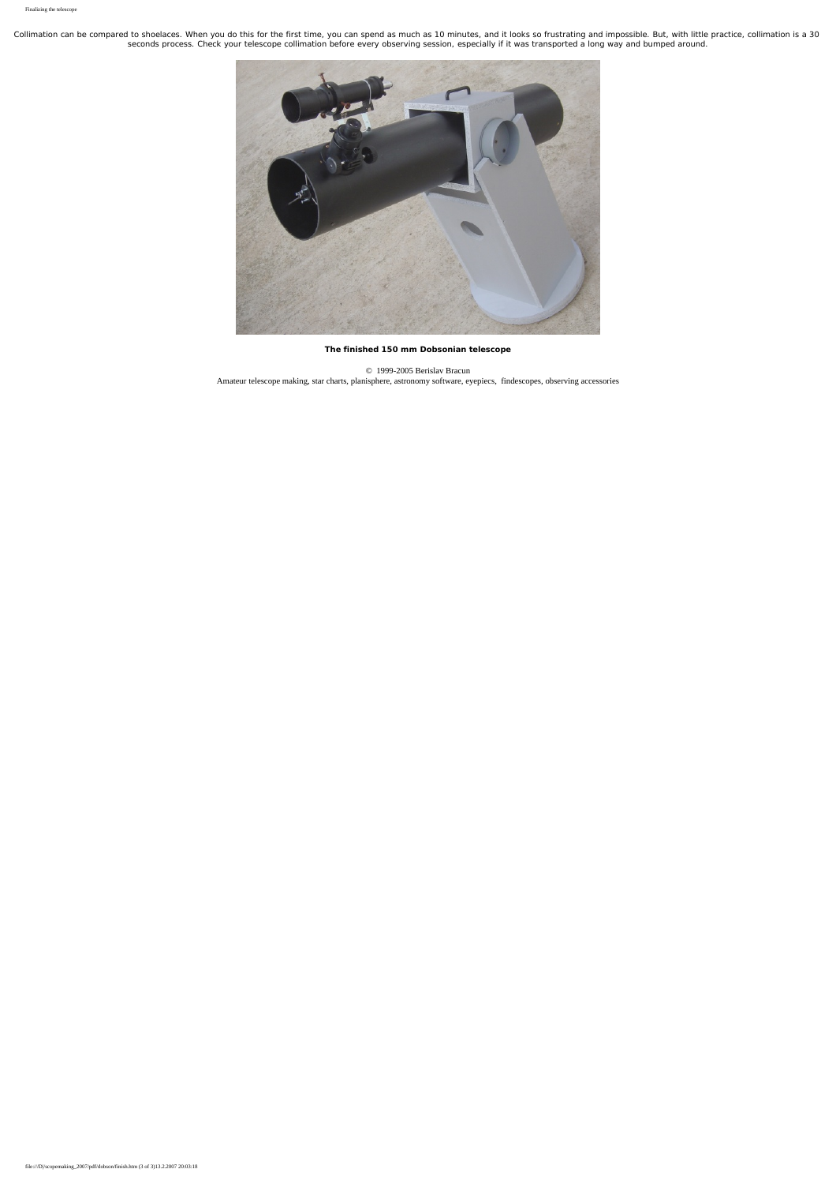Collimation can be compared to shoelaces. When you do this for the first time, you can spend as much as 10 minutes, and it looks so frustrating and impossible. But, with little practice, collimation is a 30 seconds process. Check your telescope collimation before every observing session, especially if it was transported a long way and bumped around.

**The finished 150 mm Dobsonian telescope**

© 1999-2005 Berislav Bracun

Amateur telescope making, star charts, planisphere, astronomy software, eyepiecs, findescopes, observing accessories